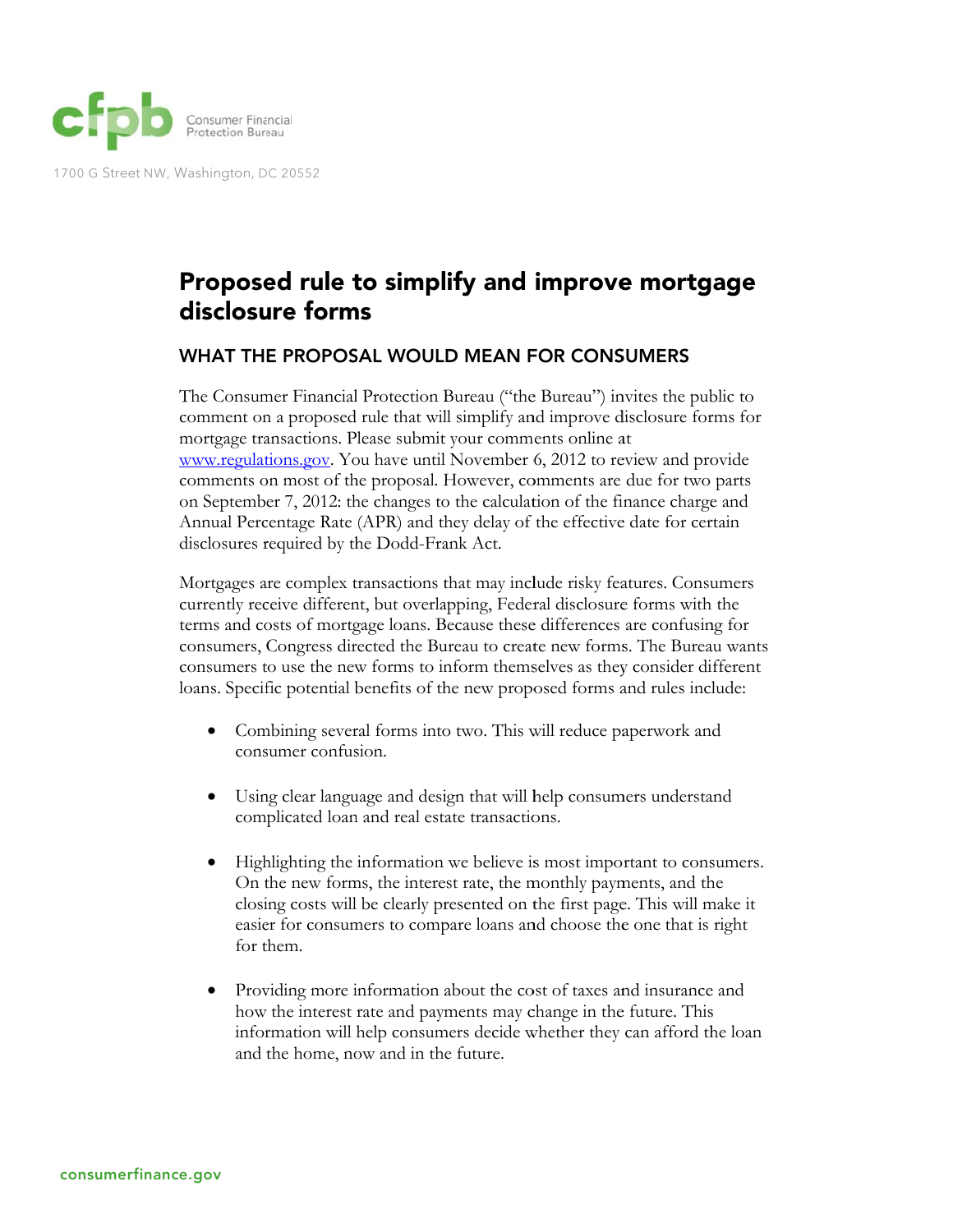Consumer Financial Protection Bureau

1700 G Street NW, Washington, DC 20552

# Proposed rule to simplify and improve mortgage disclosure forms

## WHAT THE PROPOSAL WOULD MEAN FOR CONSUMERS

The Consumer Financial Protection Bureau ("the Bureau") invites the public to comment on a proposed rule that will simplify and improve disclosure forms for mortgage transactions. Please submit your comments online at [www.regulations.gov](http://www.regulations.gov). You have until November 6, 2012 to review and provide comments on most of the proposal. However, comments are due for two parts on September 7, 2012: the changes to the calculation of the finance charge and Annual Percentage Rate (APR) and they delay of the effective date for certain disclosures required by the Dodd-Frank Act.

Mortgages are complex transactions that may include risky features. Consumers currently receive different, but overlapping, Federal disclosure forms with the terms and costs of mortgage loans. Because these differences are confusing for consumers, Congress directed the Bureau to create new forms. The Bureau wants consumers to use the new forms to inform themselves as they consider different loans. Specific potential benefits of the new proposed forms and rules include:

- Combining several forms into two. This will reduce paperwork and consumer confusion.
- Using clear language and design that will help consumers understand complicated loan and real estate transactions.
- Highlighting the information we believe is most important to consumers. On the new forms, the interest rate, the monthly payments, and the closing costs will be clearly presented on the first page. This will make it easier for consumers to compare loans and choose the one that is right for them.
- Providing more information about the cost of taxes and insurance and how the interest rate and payments may change in the future. This information will help consumers decide whether they can afford the loan and the home, now and in the future.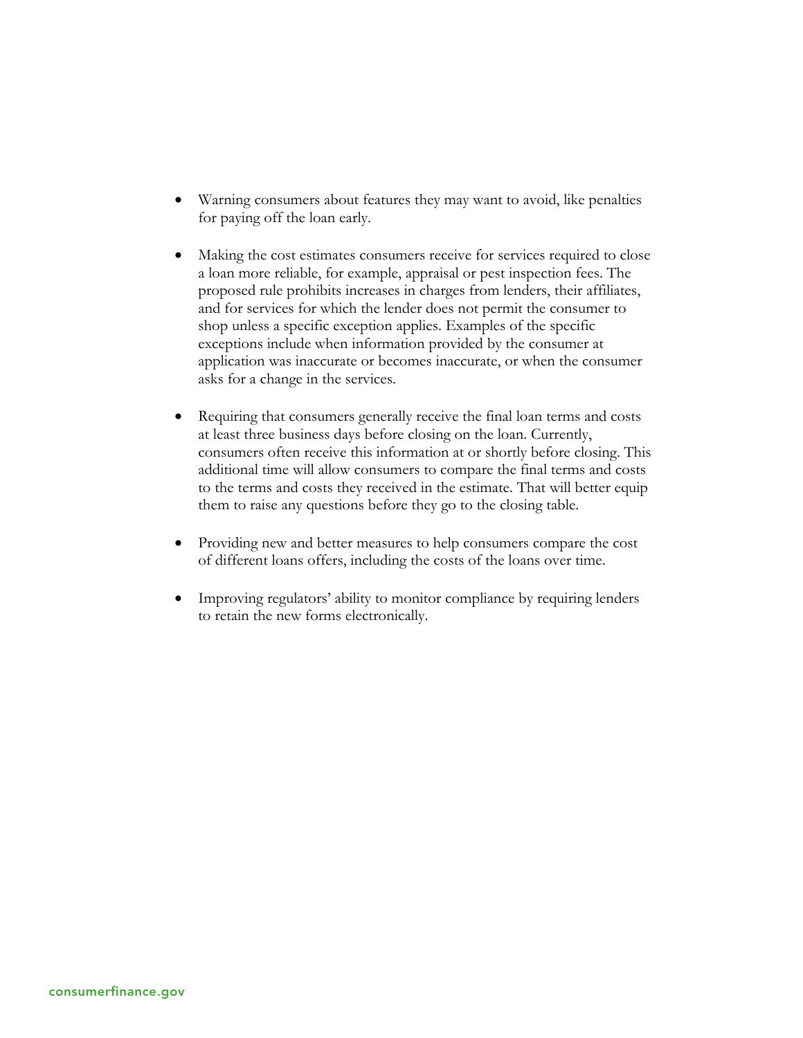- Warning consumers about features they may want to avoid, like penalties for paying off the loan early.

- Making the cost estimates consumers receive for services required to close a loan more reliable, for example, appraisal or pest inspection fees. The proposed rule prohibits increases in charges from lenders, their affiliates, and for services for which the lender does not permit the consumer to shop unless a specific exception applies. Examples of the specific exceptions include when information provided by the consumer at application was inaccurate or becomes inaccurate, or when the consumer asks for a change in the services.

- Requiring that consumers generally receive the final loan terms and costs at least three business days before closing on the loan. Currently, consumers often receive this information at or shortly before closing. This additional time will allow consumers to compare the final terms and costs to the terms and costs they received in the estimate. That will better equip them to raise any questions before they go to the closing table.

- Providing new and better measures to help consumers compare the cost of different loans offers, including the costs of the loans over time.

- Improving regulators' ability to monitor compliance by requiring lenders to retain the new forms electronically.